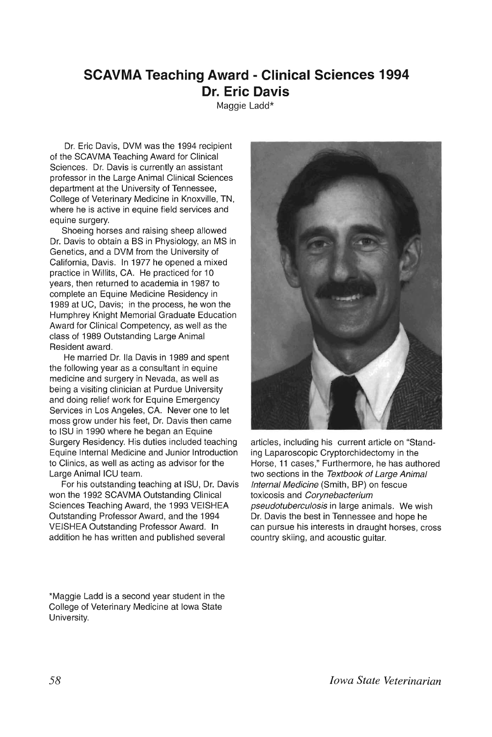# SCAVMA Teaching Award - Clinical Sciences 1994
## Dr. Eric Davis

Maggie Ladd*

Dr. Eric Davis, DVM was the 1994 recipient of the SCAVMA Teaching Award for Clinical Sciences. Dr. Davis is currently an assistant professor in the Large Animal Clinical Sciences department at the University of Tennessee, College of Veterinary Medicine in Knoxville, TN, where he is active in equine field services and equine surgery.

Shoeing horses and raising sheep allowed Dr. Davis to obtain a BS in Physiology, an MS in Genetics, and a DVM from the University of California, Davis. In 1977 he opened a mixed practice in Willits, CA. He practiced for 10 years, then returned to academia in 1987 to complete an Equine Medicine Residency in 1989 at UC, Davis; in the process, he won the Humphrey Knight Memorial Graduate Education Award for Clinical Competency, as well as the class of 1989 Outstanding Large Animal Resident award.

He married Dr. Ila Davis in 1989 and spent the following year as a consultant in equine medicine and surgery in Nevada, as well as being a visiting clinician at Purdue University and doing relief work for Equine Emergency Services in Los Angeles, CA. Never one to let moss grow under his feet, Dr. Davis then came to ISU in 1990 where he began an Equine Surgery Residency. His duties included teaching Equine Internal Medicine and Junior Introduction to Clinics, as well as acting as advisor for the Large Animal ICU team.

For his outstanding teaching at ISU, Dr. Davis won the 1992 SCAVMA Outstanding Clinical Sciences Teaching Award, the 1993 VEISHEA Outstanding Professor Award, and the 1994 VEISHEA Outstanding Professor Award. In addition he has written and published several articles, including his current article on "Standing Laparoscopic Cryptorchidectomy in the Horse, 11 cases," Furthermore, he has authored two sections in the *Textbook of Large Animal Internal Medicine* (Smith, BP) on fescue toxicosis and *Corynebacterium pseudotuberculosis* in large animals. We wish Dr. Davis the best in Tennessee and hope he can pursue his interests in draught horses, cross country skiing, and acoustic guitar.

*Maggie Ladd is a second year student in the College of Veterinary Medicine at Iowa State University.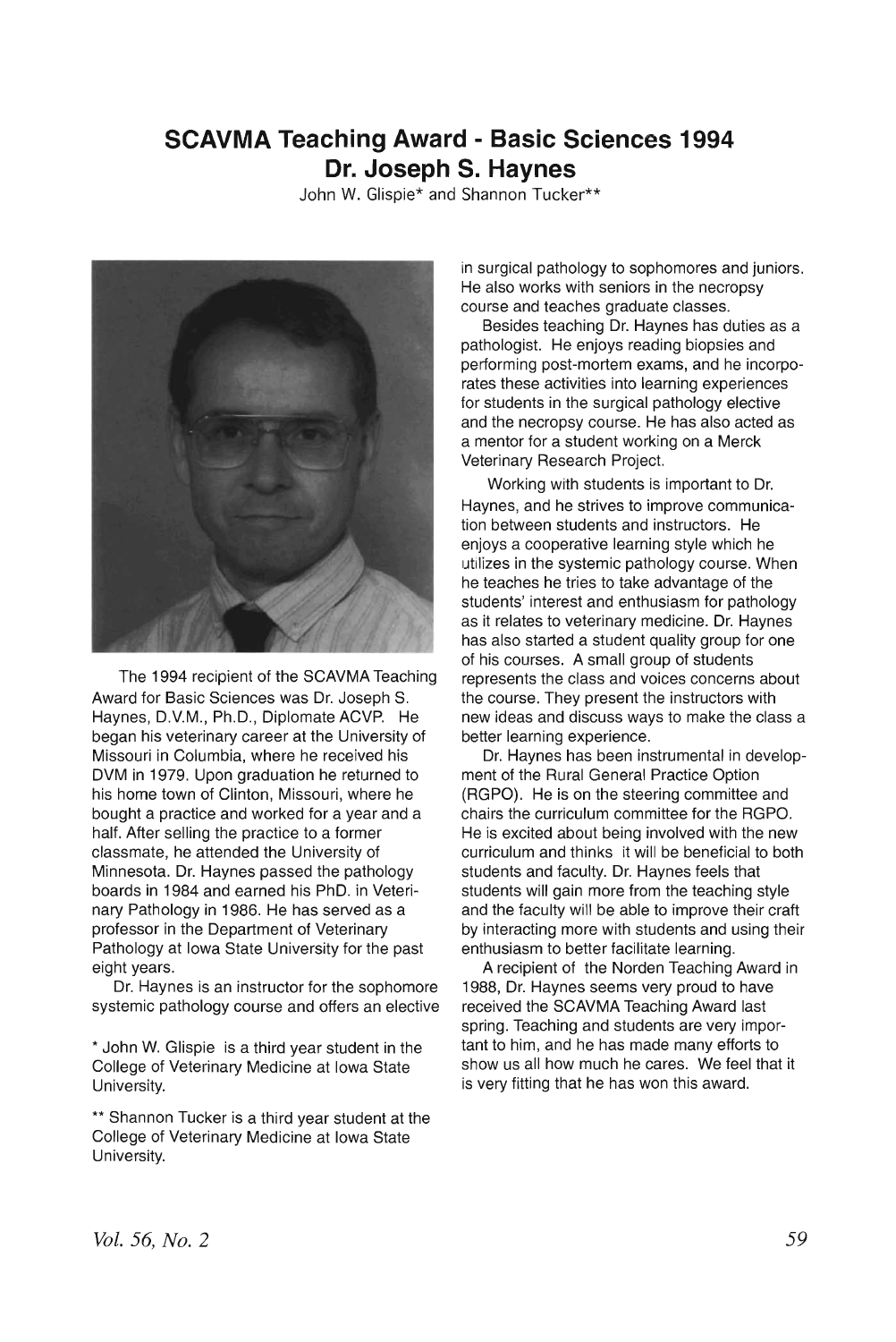# SCAVMA Teaching Award - Basic Sciences 1994

## Dr. Joseph S. Haynes

John W. Glispie* and Shannon Tucker**

The 1994 recipient of the SCAVMA Teaching Award for Basic Sciences was Dr. Joseph S. Haynes, D.V.M., Ph.D., Diplomate ACVP. He began his veterinary career at the University of Missouri in Columbia, where he received his DVM in 1979. Upon graduation he returned to his home town of Clinton, Missouri, where he bought a practice and worked for a year and a half. After selling the practice to a former classmate, he attended the University of Minnesota. Dr. Haynes passed the pathology boards in 1984 and earned his PhD. in Veterinary Pathology in 1986. He has served as a professor in the Department of Veterinary Pathology at Iowa State University for the past eight years.

Dr. Haynes is an instructor for the sophomore systemic pathology course and offers an elective in surgical pathology to sophomores and juniors. He also works with seniors in the necropsy course and teaches graduate classes.

Besides teaching Dr. Haynes has duties as a pathologist. He enjoys reading biopsies and performing post-mortem exams, and he incorporates these activities into learning experiences for students in the surgical pathology elective and the necropsy course. He has also acted as a mentor for a student working on a Merck Veterinary Research Project.

Working with students is important to Dr. Haynes, and he strives to improve communication between students and instructors. He enjoys a cooperative learning style which he utilizes in the systemic pathology course. When he teaches he tries to take advantage of the students' interest and enthusiasm for pathology as it relates to veterinary medicine. Dr. Haynes has also started a student quality group for one of his courses. A small group of students represents the class and voices concerns about the course. They present the instructors with new ideas and discuss ways to make the class a better learning experience.

Dr. Haynes has been instrumental in development of the Rural General Practice Option (RGPO). He is on the steering committee and chairs the curriculum committee for the RGPO. He is excited about being involved with the new curriculum and thinks it will be beneficial to both students and faculty. Dr. Haynes feels that students will gain more from the teaching style and the faculty will be able to improve their craft by interacting more with students and using their enthusiasm to better facilitate learning.

A recipient of the Norden Teaching Award in 1988, Dr. Haynes seems very proud to have received the SCAVMA Teaching Award last spring. Teaching and students are very important to him, and he has made many efforts to show us all how much he cares. We feel that it is very fitting that he has won this award.

* John W. Glispie is a third year student in the College of Veterinary Medicine at Iowa State University.

** Shannon Tucker is a third year student at the College of Veterinary Medicine at Iowa State University.